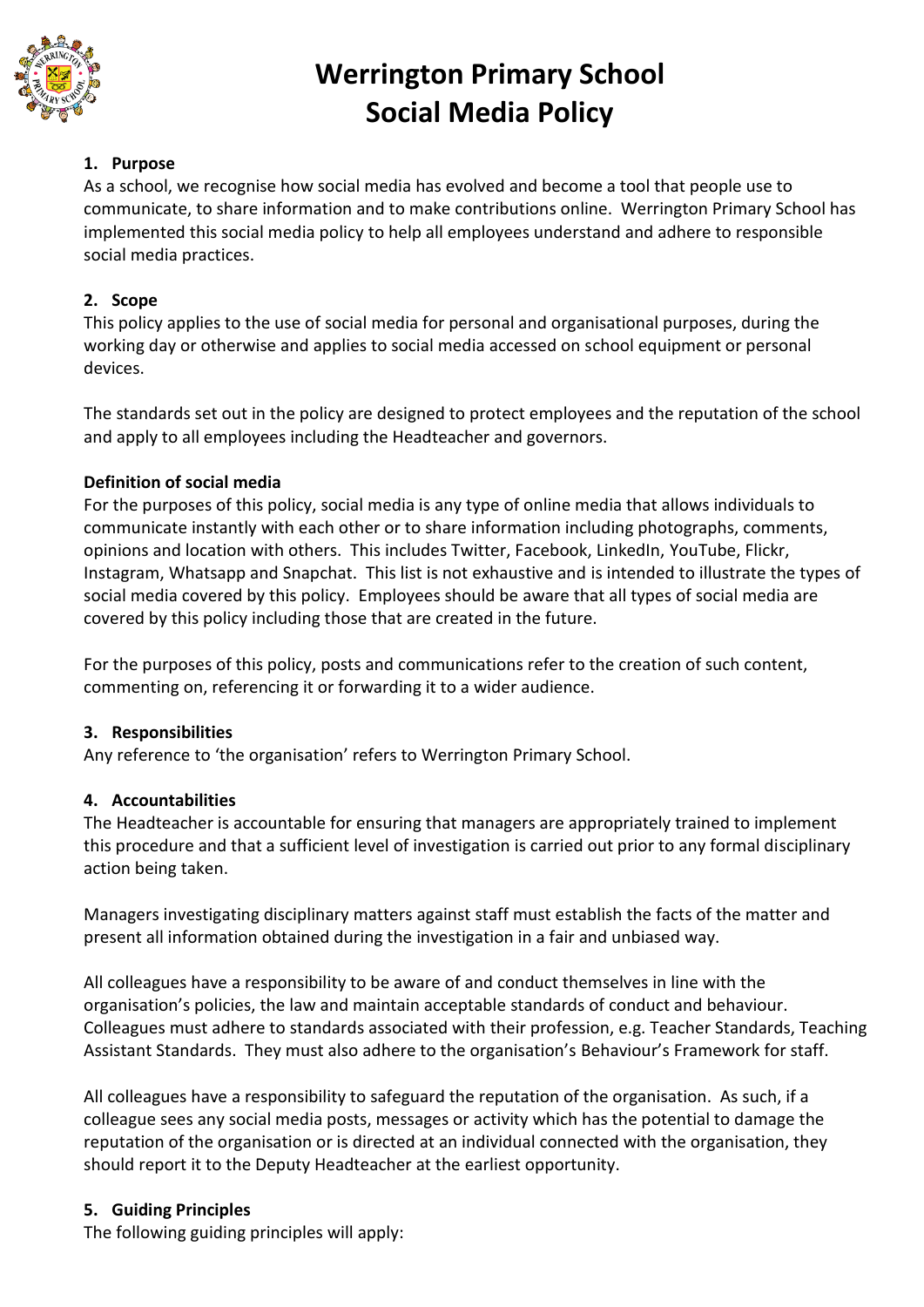# Werrington Primary School
# Social Media Policy

## 1. Purpose

As a school, we recognise how social media has evolved and become a tool that people use to communicate, to share information and to make contributions online. Werrington Primary School has implemented this social media policy to help all employees understand and adhere to responsible social media practices.

## 2. Scope

This policy applies to the use of social media for personal and organisational purposes, during the working day or otherwise and applies to social media accessed on school equipment or personal devices.

The standards set out in the policy are designed to protect employees and the reputation of the school and apply to all employees including the Headteacher and governors.

### Definition of social media

For the purposes of this policy, social media is any type of online media that allows individuals to communicate instantly with each other or to share information including photographs, comments, opinions and location with others. This includes Twitter, Facebook, LinkedIn, YouTube, Flickr, Instagram, Whatsapp and Snapchat. This list is not exhaustive and is intended to illustrate the types of social media covered by this policy. Employees should be aware that all types of social media are covered by this policy including those that are created in the future.

For the purposes of this policy, posts and communications refer to the creation of such content, commenting on, referencing it or forwarding it to a wider audience.

## 3. Responsibilities

Any reference to 'the organisation' refers to Werrington Primary School.

## 4. Accountabilities

The Headteacher is accountable for ensuring that managers are appropriately trained to implement this procedure and that a sufficient level of investigation is carried out prior to any formal disciplinary action being taken.

Managers investigating disciplinary matters against staff must establish the facts of the matter and present all information obtained during the investigation in a fair and unbiased way.

All colleagues have a responsibility to be aware of and conduct themselves in line with the organisation's policies, the law and maintain acceptable standards of conduct and behaviour. Colleagues must adhere to standards associated with their profession, e.g. Teacher Standards, Teaching Assistant Standards. They must also adhere to the organisation's Behaviour's Framework for staff.

All colleagues have a responsibility to safeguard the reputation of the organisation. As such, if a colleague sees any social media posts, messages or activity which has the potential to damage the reputation of the organisation or is directed at an individual connected with the organisation, they should report it to the Deputy Headteacher at the earliest opportunity.

## 5. Guiding Principles

The following guiding principles will apply: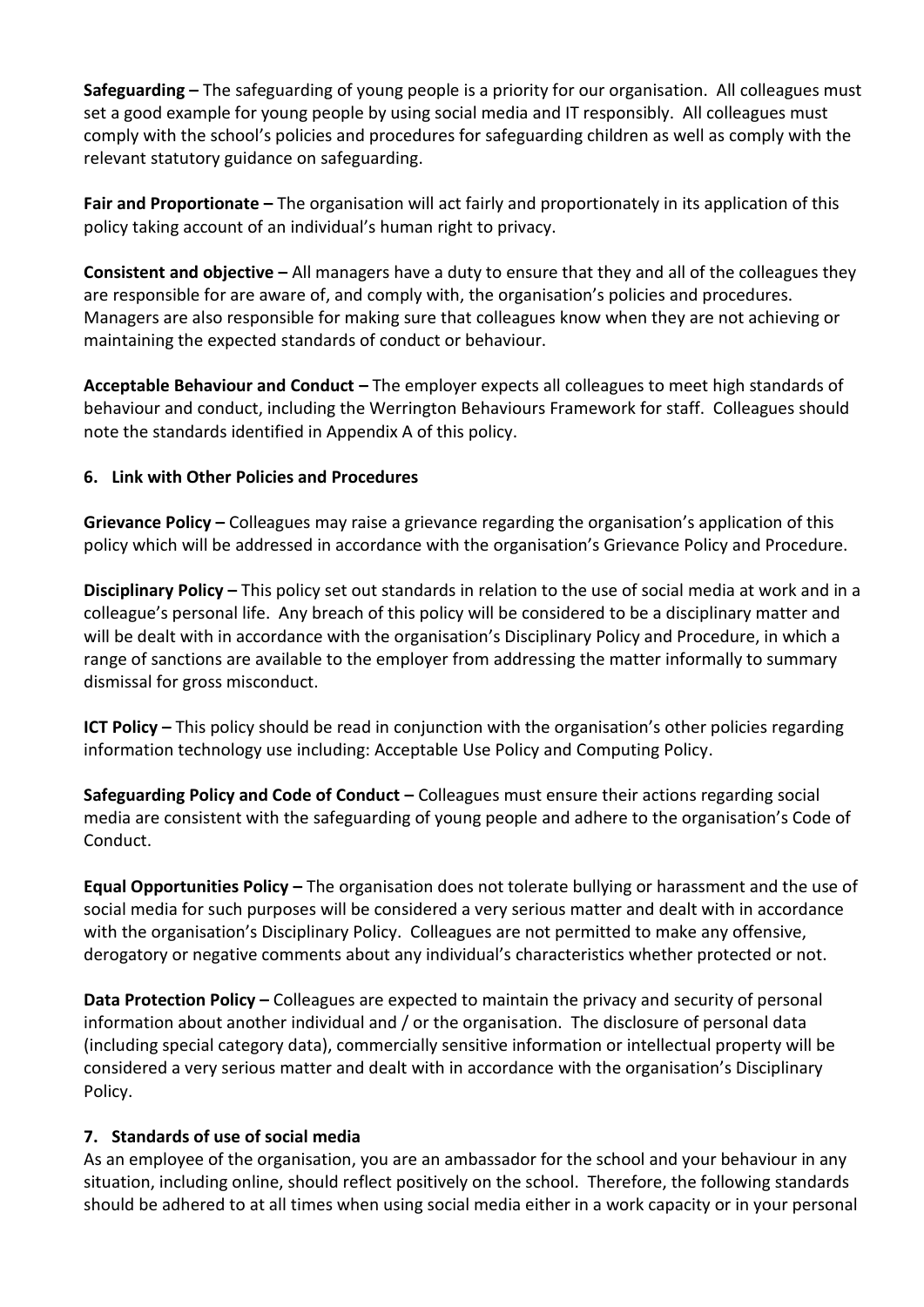**Safeguarding –** The safeguarding of young people is a priority for our organisation. All colleagues must set a good example for young people by using social media and IT responsibly. All colleagues must comply with the school's policies and procedures for safeguarding children as well as comply with the relevant statutory guidance on safeguarding.

**Fair and Proportionate –** The organisation will act fairly and proportionately in its application of this policy taking account of an individual's human right to privacy.

**Consistent and objective –** All managers have a duty to ensure that they and all of the colleagues they are responsible for are aware of, and comply with, the organisation's policies and procedures. Managers are also responsible for making sure that colleagues know when they are not achieving or maintaining the expected standards of conduct or behaviour.

**Acceptable Behaviour and Conduct –** The employer expects all colleagues to meet high standards of behaviour and conduct, including the Werrington Behaviours Framework for staff. Colleagues should note the standards identified in Appendix A of this policy.

### 6. Link with Other Policies and Procedures

**Grievance Policy –** Colleagues may raise a grievance regarding the organisation's application of this policy which will be addressed in accordance with the organisation's Grievance Policy and Procedure.

**Disciplinary Policy –** This policy set out standards in relation to the use of social media at work and in a colleague's personal life. Any breach of this policy will be considered to be a disciplinary matter and will be dealt with in accordance with the organisation's Disciplinary Policy and Procedure, in which a range of sanctions are available to the employer from addressing the matter informally to summary dismissal for gross misconduct.

**ICT Policy –** This policy should be read in conjunction with the organisation's other policies regarding information technology use including: Acceptable Use Policy and Computing Policy.

**Safeguarding Policy and Code of Conduct –** Colleagues must ensure their actions regarding social media are consistent with the safeguarding of young people and adhere to the organisation's Code of Conduct.

**Equal Opportunities Policy –** The organisation does not tolerate bullying or harassment and the use of social media for such purposes will be considered a very serious matter and dealt with in accordance with the organisation's Disciplinary Policy. Colleagues are not permitted to make any offensive, derogatory or negative comments about any individual's characteristics whether protected or not.

**Data Protection Policy –** Colleagues are expected to maintain the privacy and security of personal information about another individual and / or the organisation. The disclosure of personal data (including special category data), commercially sensitive information or intellectual property will be considered a very serious matter and dealt with in accordance with the organisation's Disciplinary Policy.

### 7. Standards of use of social media

As an employee of the organisation, you are an ambassador for the school and your behaviour in any situation, including online, should reflect positively on the school. Therefore, the following standards should be adhered to at all times when using social media either in a work capacity or in your personal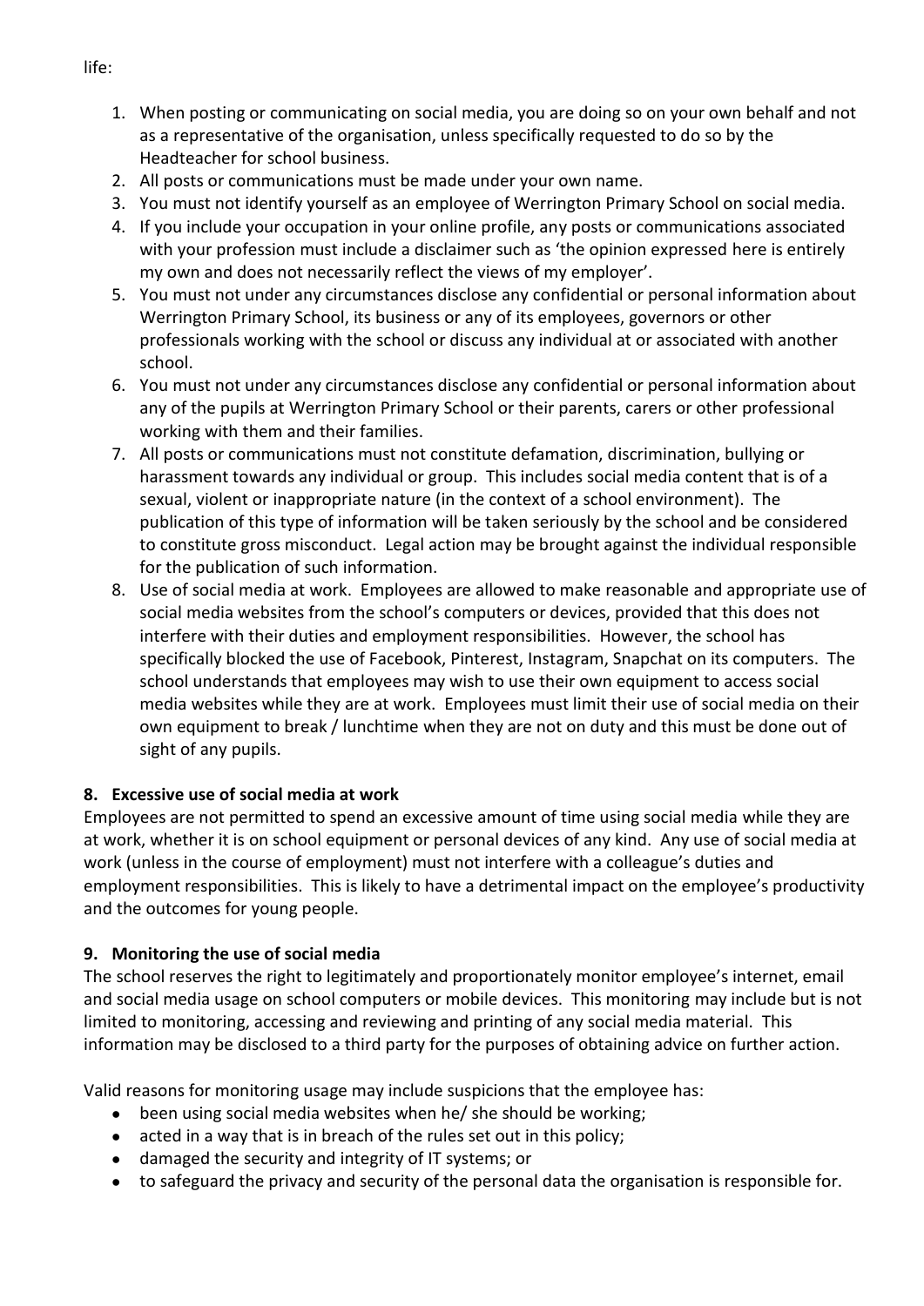life:

1. When posting or communicating on social media, you are doing so on your own behalf and not as a representative of the organisation, unless specifically requested to do so by the Headteacher for school business.
2. All posts or communications must be made under your own name.
3. You must not identify yourself as an employee of Werrington Primary School on social media.
4. If you include your occupation in your online profile, any posts or communications associated with your profession must include a disclaimer such as 'the opinion expressed here is entirely my own and does not necessarily reflect the views of my employer'.
5. You must not under any circumstances disclose any confidential or personal information about Werrington Primary School, its business or any of its employees, governors or other professionals working with the school or discuss any individual at or associated with another school.
6. You must not under any circumstances disclose any confidential or personal information about any of the pupils at Werrington Primary School or their parents, carers or other professional working with them and their families.
7. All posts or communications must not constitute defamation, discrimination, bullying or harassment towards any individual or group. This includes social media content that is of a sexual, violent or inappropriate nature (in the context of a school environment). The publication of this type of information will be taken seriously by the school and be considered to constitute gross misconduct. Legal action may be brought against the individual responsible for the publication of such information.
8. Use of social media at work. Employees are allowed to make reasonable and appropriate use of social media websites from the school's computers or devices, provided that this does not interfere with their duties and employment responsibilities. However, the school has specifically blocked the use of Facebook, Pinterest, Instagram, Snapchat on its computers. The school understands that employees may wish to use their own equipment to access social media websites while they are at work. Employees must limit their use of social media on their own equipment to break / lunchtime when they are not on duty and this must be done out of sight of any pupils.

## 8. Excessive use of social media at work

Employees are not permitted to spend an excessive amount of time using social media while they are at work, whether it is on school equipment or personal devices of any kind. Any use of social media at work (unless in the course of employment) must not interfere with a colleague's duties and employment responsibilities. This is likely to have a detrimental impact on the employee's productivity and the outcomes for young people.

## 9. Monitoring the use of social media

The school reserves the right to legitimately and proportionately monitor employee's internet, email and social media usage on school computers or mobile devices. This monitoring may include but is not limited to monitoring, accessing and reviewing and printing of any social media material. This information may be disclosed to a third party for the purposes of obtaining advice on further action.

Valid reasons for monitoring usage may include suspicions that the employee has:

- been using social media websites when he/ she should be working;
- acted in a way that is in breach of the rules set out in this policy;
- damaged the security and integrity of IT systems; or
- to safeguard the privacy and security of the personal data the organisation is responsible for.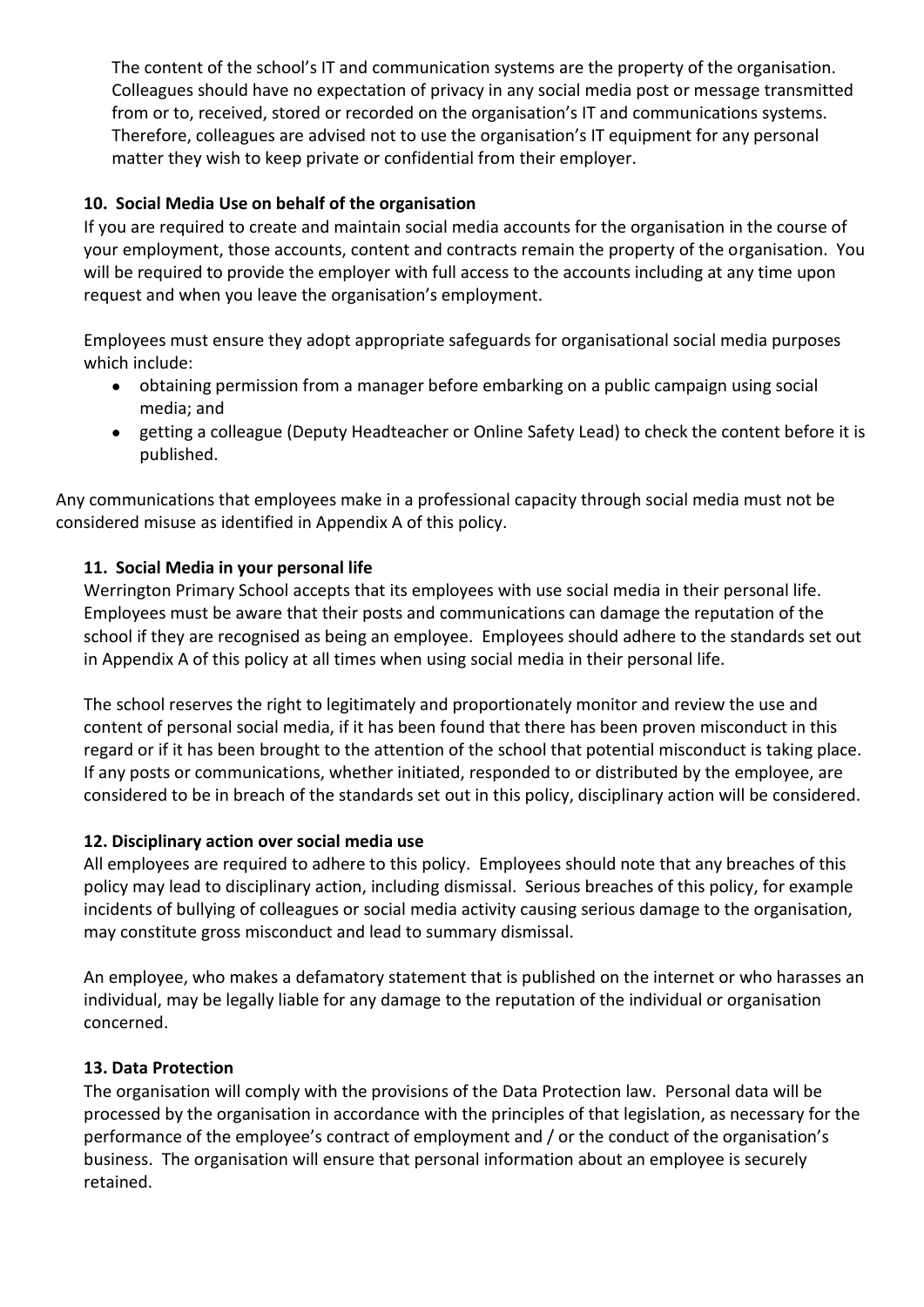The content of the school's IT and communication systems are the property of the organisation. Colleagues should have no expectation of privacy in any social media post or message transmitted from or to, received, stored or recorded on the organisation's IT and communications systems. Therefore, colleagues are advised not to use the organisation's IT equipment for any personal matter they wish to keep private or confidential from their employer.

**10. Social Media Use on behalf of the organisation**

If you are required to create and maintain social media accounts for the organisation in the course of your employment, those accounts, content and contracts remain the property of the organisation. You will be required to provide the employer with full access to the accounts including at any time upon request and when you leave the organisation's employment.

Employees must ensure they adopt appropriate safeguards for organisational social media purposes which include:

- obtaining permission from a manager before embarking on a public campaign using social media; and
- getting a colleague (Deputy Headteacher or Online Safety Lead) to check the content before it is published.

Any communications that employees make in a professional capacity through social media must not be considered misuse as identified in Appendix A of this policy.

**11. Social Media in your personal life**

Werrington Primary School accepts that its employees with use social media in their personal life. Employees must be aware that their posts and communications can damage the reputation of the school if they are recognised as being an employee. Employees should adhere to the standards set out in Appendix A of this policy at all times when using social media in their personal life.

The school reserves the right to legitimately and proportionately monitor and review the use and content of personal social media, if it has been found that there has been proven misconduct in this regard or if it has been brought to the attention of the school that potential misconduct is taking place. If any posts or communications, whether initiated, responded to or distributed by the employee, are considered to be in breach of the standards set out in this policy, disciplinary action will be considered.

**12. Disciplinary action over social media use**

All employees are required to adhere to this policy. Employees should note that any breaches of this policy may lead to disciplinary action, including dismissal. Serious breaches of this policy, for example incidents of bullying of colleagues or social media activity causing serious damage to the organisation, may constitute gross misconduct and lead to summary dismissal.

An employee, who makes a defamatory statement that is published on the internet or who harasses an individual, may be legally liable for any damage to the reputation of the individual or organisation concerned.

**13. Data Protection**

The organisation will comply with the provisions of the Data Protection law. Personal data will be processed by the organisation in accordance with the principles of that legislation, as necessary for the performance of the employee's contract of employment and / or the conduct of the organisation's business. The organisation will ensure that personal information about an employee is securely retained.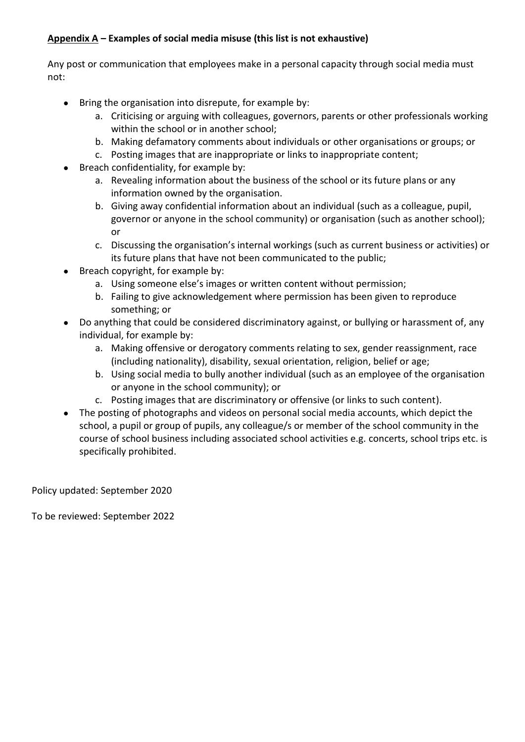**<u>Appendix A</u> – Examples of social media misuse (this list is not exhaustive)**

Any post or communication that employees make in a personal capacity through social media must not:

- Bring the organisation into disrepute, for example by:
    a. Criticising or arguing with colleagues, governors, parents or other professionals working within the school or in another school;
    b. Making defamatory comments about individuals or other organisations or groups; or
    c. Posting images that are inappropriate or links to inappropriate content;
- Breach confidentiality, for example by:
    a. Revealing information about the business of the school or its future plans or any information owned by the organisation.
    b. Giving away confidential information about an individual (such as a colleague, pupil, governor or anyone in the school community) or organisation (such as another school); or
    c. Discussing the organisation's internal workings (such as current business or activities) or its future plans that have not been communicated to the public;
- Breach copyright, for example by:
    a. Using someone else's images or written content without permission;
    b. Failing to give acknowledgement where permission has been given to reproduce something; or
- Do anything that could be considered discriminatory against, or bullying or harassment of, any individual, for example by:
    a. Making offensive or derogatory comments relating to sex, gender reassignment, race (including nationality), disability, sexual orientation, religion, belief or age;
    b. Using social media to bully another individual (such as an employee of the organisation or anyone in the school community); or
    c. Posting images that are discriminatory or offensive (or links to such content).
- The posting of photographs and videos on personal social media accounts, which depict the school, a pupil or group of pupils, any colleague/s or member of the school community in the course of school business including associated school activities e.g. concerts, school trips etc. is specifically prohibited.

Policy updated: September 2020

To be reviewed: September 2022